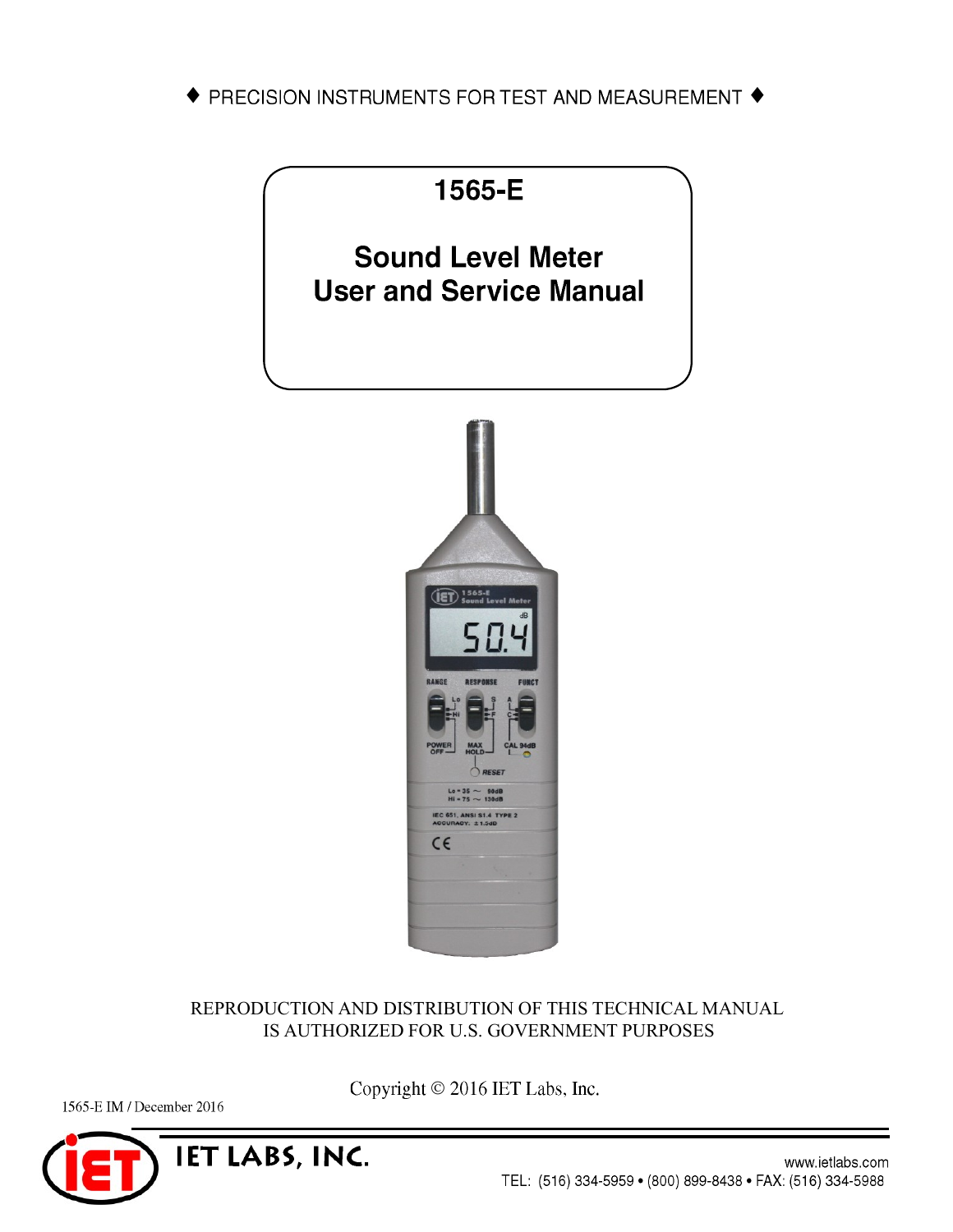♦ PRECISION INSTRUMENTS FOR TEST AND MEASUREMENT ♦

# 1565-E

# Sound Level Meter
# User and Service Manual

REPRODUCTION AND DISTRIBUTION OF THIS TECHNICAL MANUAL IS AUTHORIZED FOR U.S. GOVERNMENT PURPOSES

Copyright © 2016 IET Labs, Inc.

1565-E IM / December 2016

**IET LABS, INC.**

www.ietlabs.com

TEL: (516) 334-5959 • (800) 899-8438 • FAX: (516) 334-5988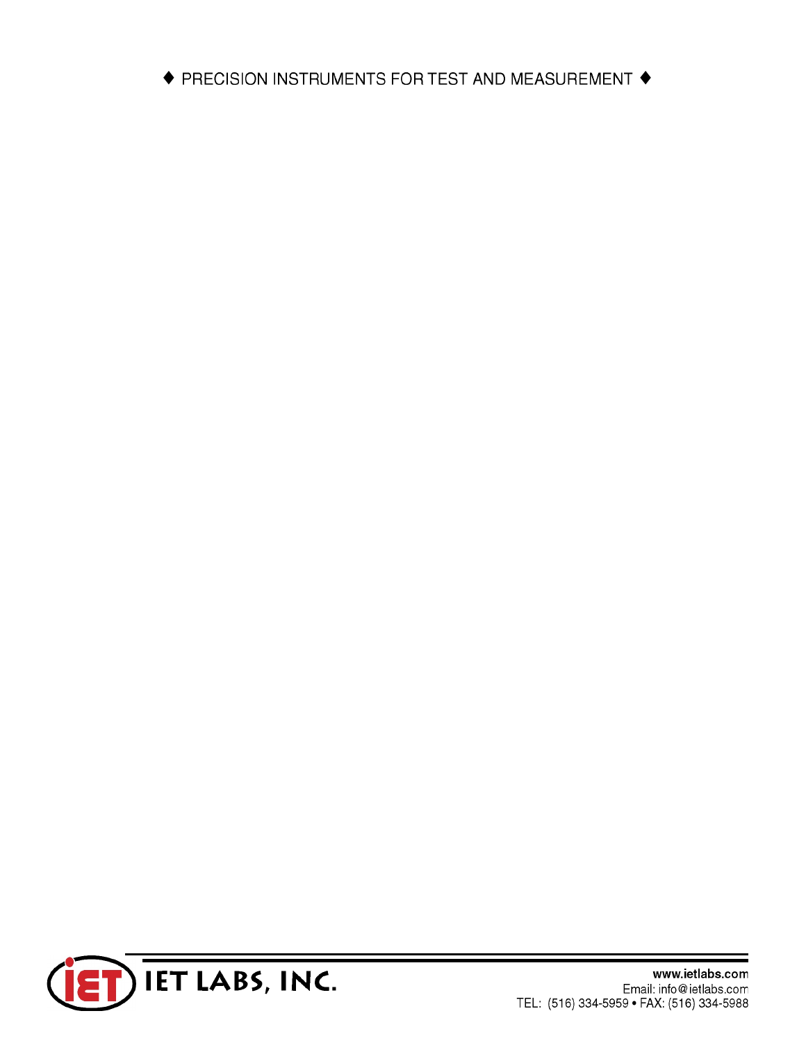♦ PRECISION INSTRUMENTS FOR TEST AND MEASUREMENT ♦

IET LABS, INC.

www.ietlabs.com
Email: info@ietlabs.com
TEL: (516) 334-5959 • FAX: (516) 334-5988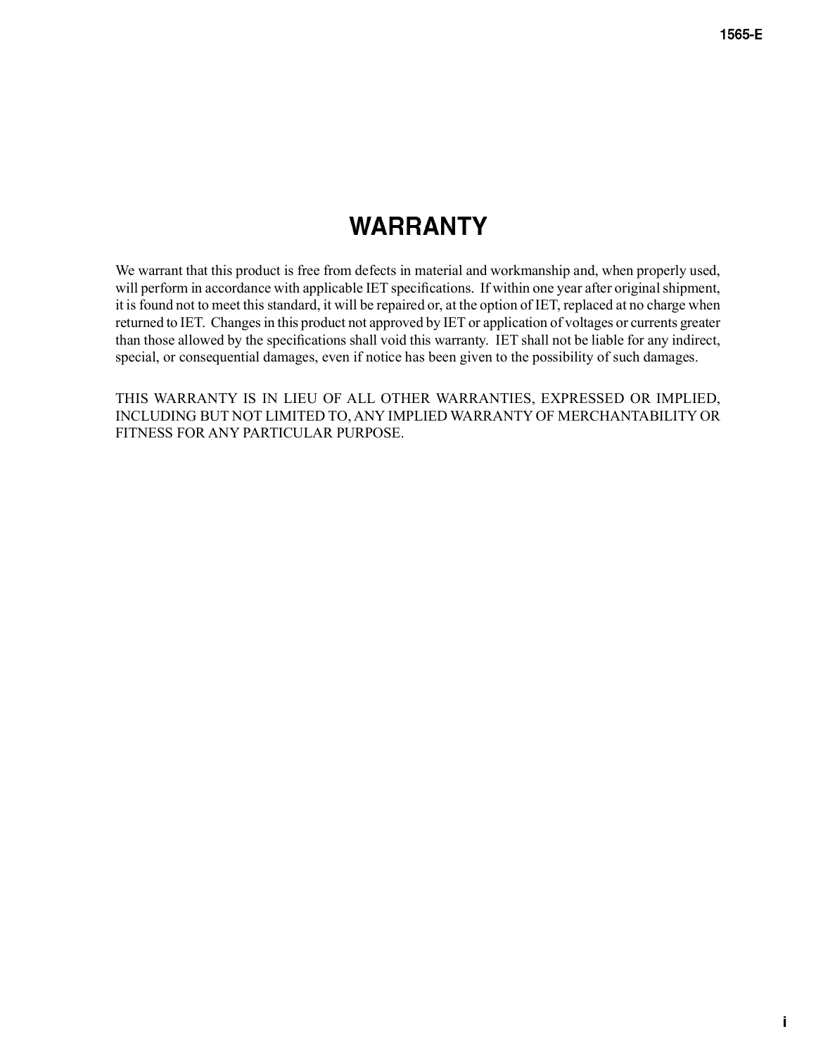# WARRANTY

We warrant that this product is free from defects in material and workmanship and, when properly used, will perform in accordance with applicable IET specifications. If within one year after original shipment, it is found not to meet this standard, it will be repaired or, at the option of IET, replaced at no charge when returned to IET. Changes in this product not approved by IET or application of voltages or currents greater than those allowed by the specifications shall void this warranty. IET shall not be liable for any indirect, special, or consequential damages, even if notice has been given to the possibility of such damages.

THIS WARRANTY IS IN LIEU OF ALL OTHER WARRANTIES, EXPRESSED OR IMPLIED, INCLUDING BUT NOT LIMITED TO, ANY IMPLIED WARRANTY OF MERCHANTABILITY OR FITNESS FOR ANY PARTICULAR PURPOSE.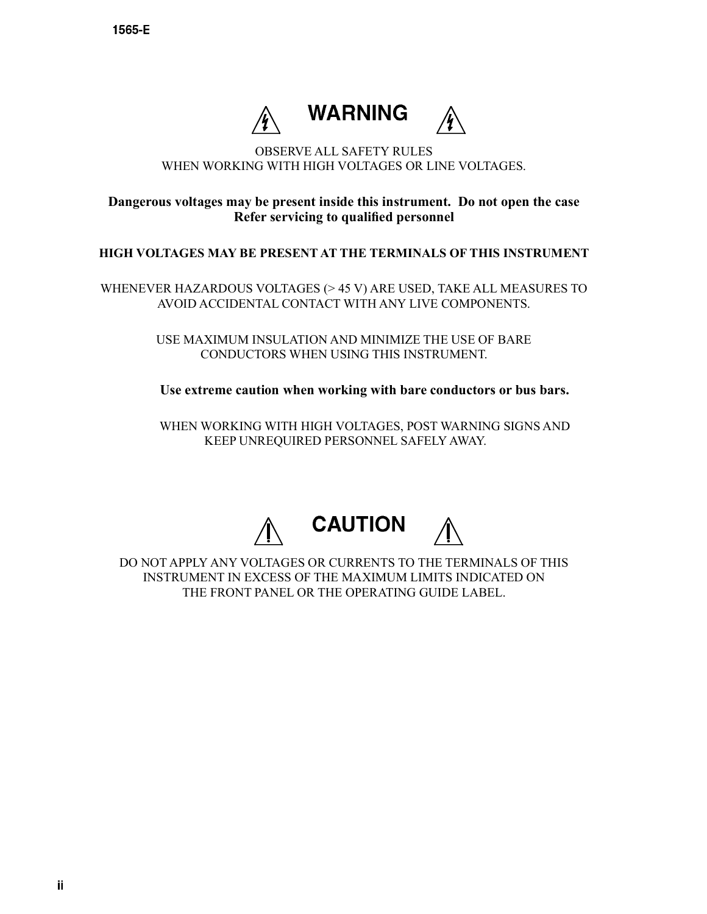# WARNING

OBSERVE ALL SAFETY RULES
WHEN WORKING WITH HIGH VOLTAGES OR LINE VOLTAGES.

**Dangerous voltages may be present inside this instrument. Do not open the case Refer servicing to qualified personnel**

**HIGH VOLTAGES MAY BE PRESENT AT THE TERMINALS OF THIS INSTRUMENT**

WHENEVER HAZARDOUS VOLTAGES (> 45 V) ARE USED, TAKE ALL MEASURES TO AVOID ACCIDENTAL CONTACT WITH ANY LIVE COMPONENTS.

USE MAXIMUM INSULATION AND MINIMIZE THE USE OF BARE CONDUCTORS WHEN USING THIS INSTRUMENT.

**Use extreme caution when working with bare conductors or bus bars.**

WHEN WORKING WITH HIGH VOLTAGES, POST WARNING SIGNS AND KEEP UNREQUIRED PERSONNEL SAFELY AWAY.

# CAUTION

DO NOT APPLY ANY VOLTAGES OR CURRENTS TO THE TERMINALS OF THIS INSTRUMENT IN EXCESS OF THE MAXIMUM LIMITS INDICATED ON THE FRONT PANEL OR THE OPERATING GUIDE LABEL.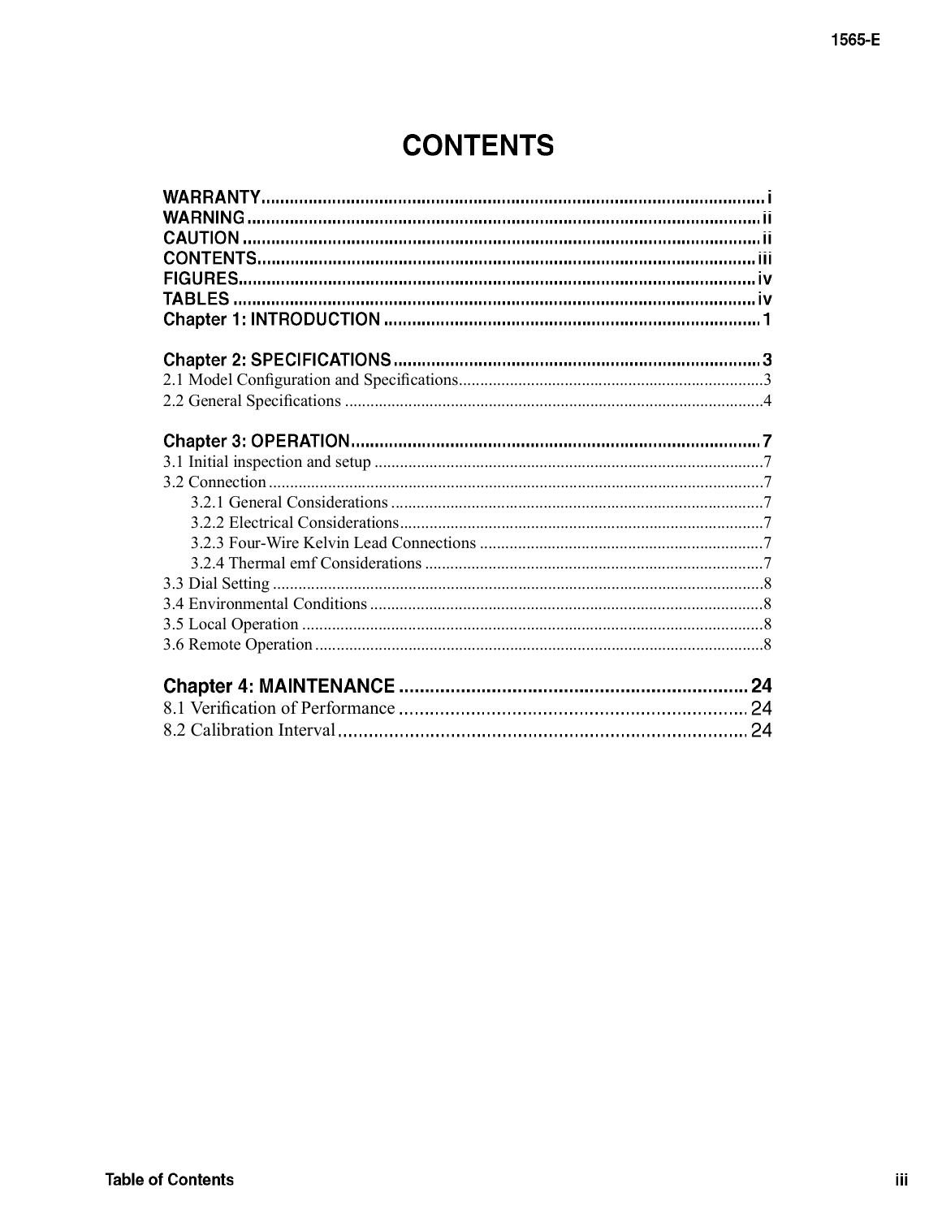# CONTENTS

**WARRANTY** ........................................................................................................ i
**WARNING** ......................................................................................................... ii
**CAUTION** .......................................................................................................... ii
**CONTENTS** ....................................................................................................... iii
**FIGURES** ........................................................................................................... iv
**TABLES** ............................................................................................................ iv
**Chapter 1: INTRODUCTION** ............................................................................. 1

**Chapter 2: SPECIFICATIONS** ............................................................................ 3
2.1 Model Configuration and Specifications ........................................................ 3
2.2 General Specifications ................................................................................... 4

**Chapter 3: OPERATION** ..................................................................................... 7
3.1 Initial inspection and setup ............................................................................ 7
3.2 Connection ..................................................................................................... 7
    3.2.1 General Considerations ......................................................................... 7
    3.2.2 Electrical Considerations ...................................................................... 7
    3.2.3 Four-Wire Kelvin Lead Connections .................................................... 7
    3.2.4 Thermal emf Considerations ................................................................. 7
3.3 Dial Setting .................................................................................................... 8
3.4 Environmental Conditions ............................................................................. 8
3.5 Local Operation ............................................................................................. 8
3.6 Remote Operation .......................................................................................... 8

**Chapter 4: MAINTENANCE** ............................................................................. 24
8.1 Verification of Performance ......................................................................... 24
8.2 Calibration Interval ....................................................................................... 24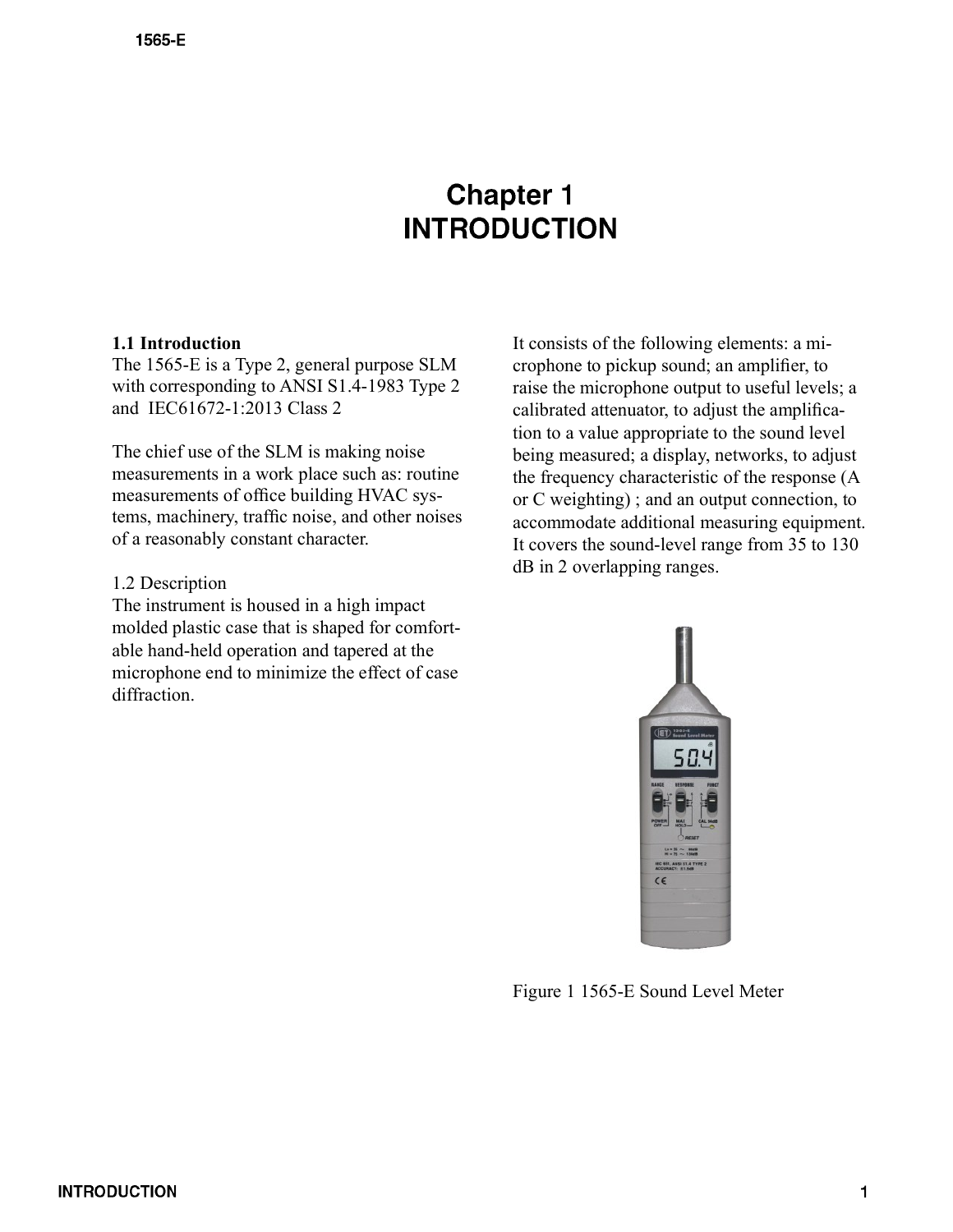# Chapter 1
# INTRODUCTION

**1.1 Introduction**
The 1565-E is a Type 2, general purpose SLM with corresponding to ANSI S1.4-1983 Type 2 and IEC61672-1:2013 Class 2

The chief use of the SLM is making noise measurements in a work place such as: routine measurements of office building HVAC systems, machinery, traffic noise, and other noises of a reasonably constant character.

1.2 Description
The instrument is housed in a high impact molded plastic case that is shaped for comfortable hand-held operation and tapered at the microphone end to minimize the effect of case diffraction.

It consists of the following elements: a microphone to pickup sound; an amplifier, to raise the microphone output to useful levels; a calibrated attenuator, to adjust the amplification to a value appropriate to the sound level being measured; a display, networks, to adjust the frequency characteristic of the response (A or C weighting) ; and an output connection, to accommodate additional measuring equipment. It covers the sound-level range from 35 to 130 dB in 2 overlapping ranges.

Figure 1 1565-E Sound Level Meter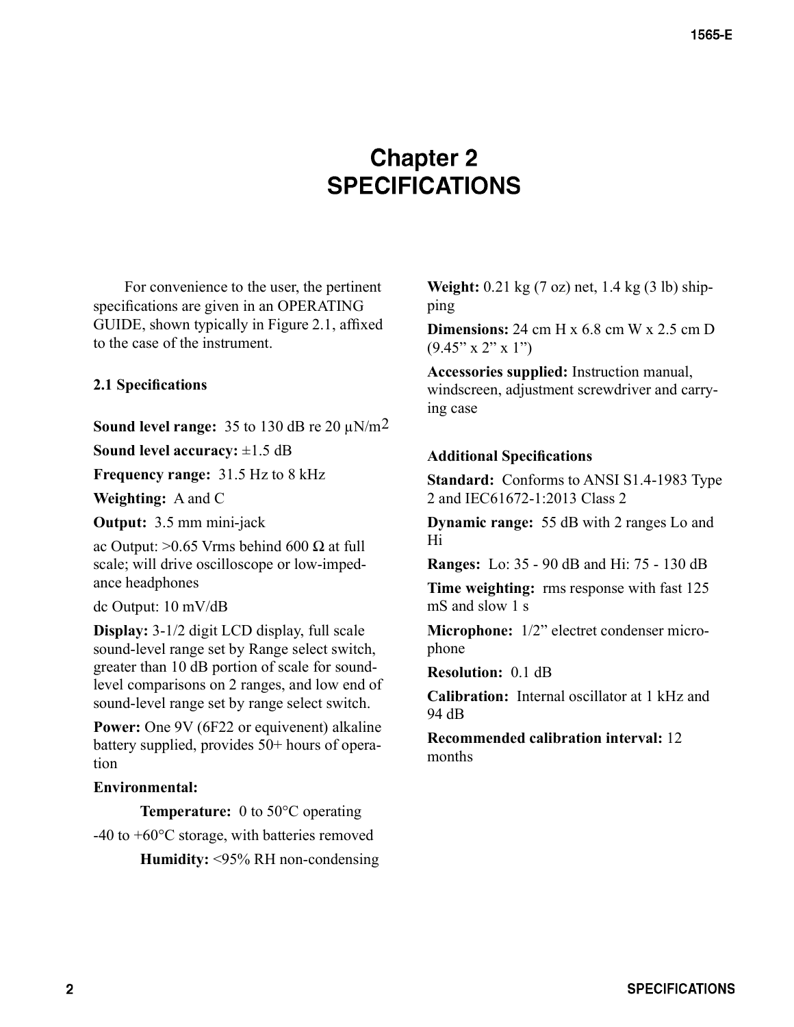# Chapter 2
# SPECIFICATIONS

For convenience to the user, the pertinent specifications are given in an OPERATING GUIDE, shown typically in Figure 2.1, affixed to the case of the instrument.

## 2.1 Specifications

**Sound level range:** 35 to 130 dB re 20 µN/$m^2$

**Sound level accuracy:** ±1.5 dB

**Frequency range:** 31.5 Hz to 8 kHz

**Weighting:** A and C

**Output:** 3.5 mm mini-jack

ac Output: >0.65 Vrms behind 600 Ω at full scale; will drive oscilloscope or low-impedance headphones

dc Output: 10 mV/dB

**Display:** 3-1/2 digit LCD display, full scale sound-level range set by Range select switch, greater than 10 dB portion of scale for sound-level comparisons on 2 ranges, and low end of sound-level range set by range select switch.

**Power:** One 9V (6F22 or equivenent) alkaline battery supplied, provides 50+ hours of operation

**Environmental:**

**Temperature:** 0 to 50°C operating

-40 to +60°C storage, with batteries removed

**Humidity:** <95% RH non-condensing

**Weight:** 0.21 kg (7 oz) net, 1.4 kg (3 lb) shipping

**Dimensions:** 24 cm H x 6.8 cm W x 2.5 cm D (9.45" x 2" x 1")

**Accessories supplied:** Instruction manual, windscreen, adjustment screwdriver and carrying case

**Additional Specifications**

**Standard:** Conforms to ANSI S1.4-1983 Type 2 and IEC61672-1:2013 Class 2

**Dynamic range:** 55 dB with 2 ranges Lo and Hi

**Ranges:** Lo: 35 - 90 dB and Hi: 75 - 130 dB

**Time weighting:** rms response with fast 125 mS and slow 1 s

**Microphone:** 1/2" electret condenser microphone

**Resolution:** 0.1 dB

**Calibration:** Internal oscillator at 1 kHz and 94 dB

**Recommended calibration interval:** 12 months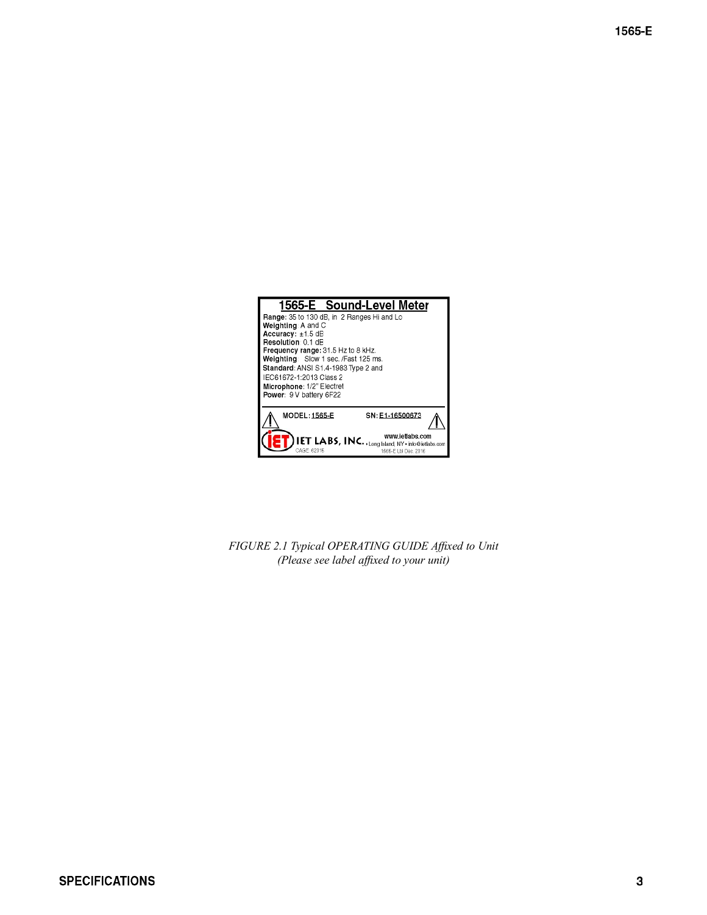**1565-E Sound-Level Meter**

**Range**: 35 to 130 dB, in 2 Ranges Hi and Lo
**Weighting** A and C
**Accuracy:** ±1.5 dB
**Resolution** 0.1 dB
**Frequency range:** 31.5 Hz to 8 kHz.
**Weighting** Slow 1 sec. /Fast 125 ms.
**Standard**: ANSI S1.4-1983 Type 2 and IEC61672-1:2013 Class 2
**Microphone**: 1/2" Electret
**Power**: 9 V battery 6F22

MODEL: 1565-E SN: E1-16500673

IET LABS, INC. www.ietlabs.com • Long Island, NY • info@ietlabs.com
CAGE: 62015 1565-E Lbl Dec. 2016

*FIGURE 2.1 Typical OPERATING GUIDE Affixed to Unit*
*(Please see label affixed to your unit)*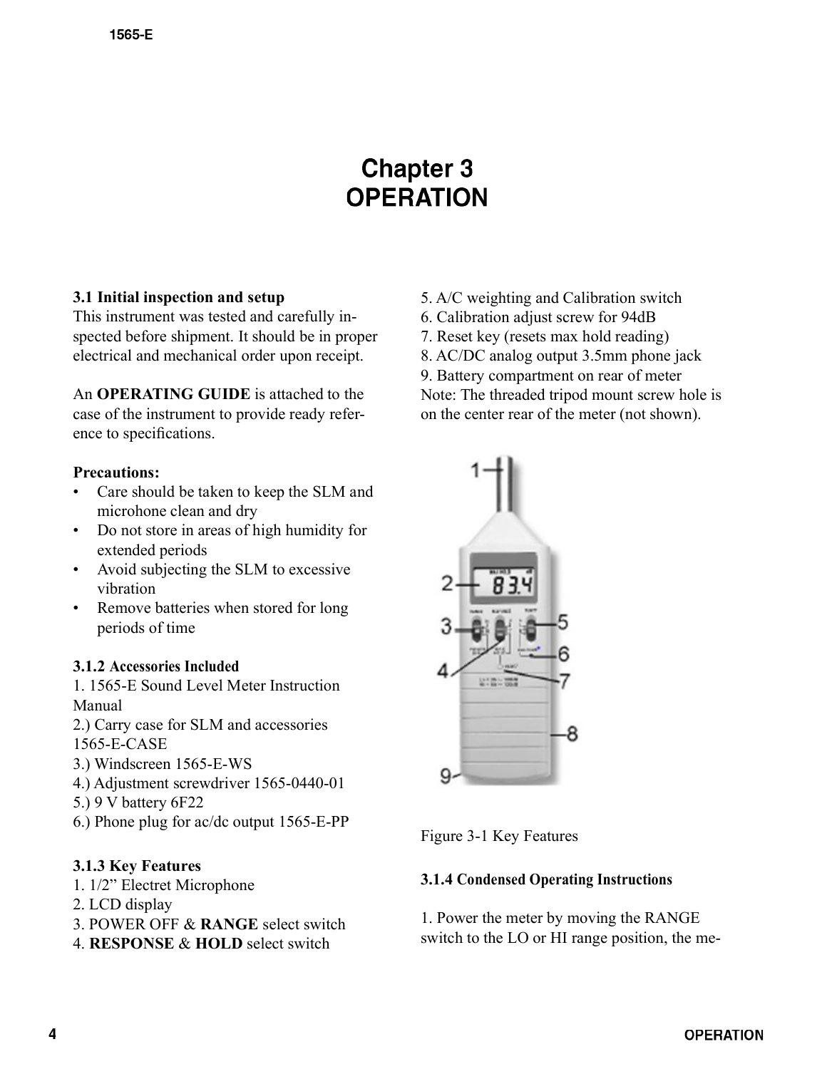# Chapter 3
# OPERATION

### 3.1 Initial inspection and setup

This instrument was tested and carefully inspected before shipment. It should be in proper electrical and mechanical order upon receipt.

An **OPERATING GUIDE** is attached to the case of the instrument to provide ready reference to specifications.

**Precautions:**

- Care should be taken to keep the SLM and microhone clean and dry
- Do not store in areas of high humidity for extended periods
- Avoid subjecting the SLM to excessive vibration
- Remove batteries when stored for long periods of time

### 3.1.2 Accessories Included

1. 1565-E Sound Level Meter Instruction Manual
2.) Carry case for SLM and accessories 1565-E-CASE
3.) Windscreen 1565-E-WS
4.) Adjustment screwdriver 1565-0440-01
5.) 9 V battery 6F22
6.) Phone plug for ac/dc output 1565-E-PP

### 3.1.3 Key Features

1. 1/2" Electret Microphone
2. LCD display
3. POWER OFF & **RANGE** select switch
4. **RESPONSE** & **HOLD** select switch
5. A/C weighting and Calibration switch
6. Calibration adjust screw for 94dB
7. Reset key (resets max hold reading)
8. AC/DC analog output 3.5mm phone jack
9. Battery compartment on rear of meter

Note: The threaded tripod mount screw hole is on the center rear of the meter (not shown).

Figure 3-1 Key Features

### 3.1.4 Condensed Operating Instructions

1. Power the meter by moving the RANGE switch to the LO or HI range position, the me-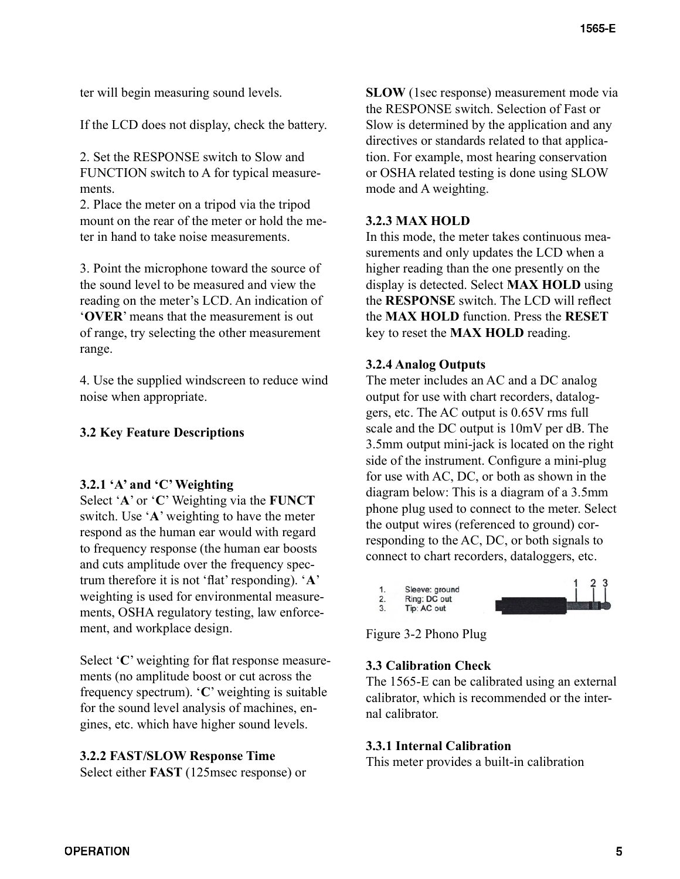ter will begin measuring sound levels.

If the LCD does not display, check the battery.

2. Set the RESPONSE switch to Slow and FUNCTION switch to A for typical measurements.
2. Place the meter on a tripod via the tripod mount on the rear of the meter or hold the meter in hand to take noise measurements.

3. Point the microphone toward the source of the sound level to be measured and view the reading on the meter's LCD. An indication of '**OVER**' means that the measurement is out of range, try selecting the other measurement range.

4. Use the supplied windscreen to reduce wind noise when appropriate.

### 3.2 Key Feature Descriptions

#### 3.2.1 'A' and 'C' Weighting

Select '**A**' or '**C**' Weighting via the **FUNCT** switch. Use '**A**' weighting to have the meter respond as the human ear would with regard to frequency response (the human ear boosts and cuts amplitude over the frequency spectrum therefore it is not 'flat' responding). '**A**' weighting is used for environmental measurements, OSHA regulatory testing, law enforcement, and workplace design.

Select '**C**' weighting for flat response measurements (no amplitude boost or cut across the frequency spectrum). '**C**' weighting is suitable for the sound level analysis of machines, engines, etc. which have higher sound levels.

#### 3.2.2 FAST/SLOW Response Time

Select either **FAST** (125msec response) or **SLOW** (1sec response) measurement mode via the RESPONSE switch. Selection of Fast or Slow is determined by the application and any directives or standards related to that application. For example, most hearing conservation or OSHA related testing is done using SLOW mode and A weighting.

#### 3.2.3 MAX HOLD

In this mode, the meter takes continuous measurements and only updates the LCD when a higher reading than the one presently on the display is detected. Select **MAX HOLD** using the **RESPONSE** switch. The LCD will reflect the **MAX HOLD** function. Press the **RESET** key to reset the **MAX HOLD** reading.

#### 3.2.4 Analog Outputs

The meter includes an AC and a DC analog output for use with chart recorders, dataloggers, etc. The AC output is 0.65V rms full scale and the DC output is 10mV per dB. The 3.5mm output mini-jack is located on the right side of the instrument. Configure a mini-plug for use with AC, DC, or both as shown in the diagram below: This is a diagram of a 3.5mm phone plug used to connect to the meter. Select the output wires (referenced to ground) corresponding to the AC, DC, or both signals to connect to chart recorders, dataloggers, etc.

1. Sleeve: ground
2. Ring: DC out
3. Tip: AC out

Figure 3-2 Phono Plug

### 3.3 Calibration Check

The 1565-E can be calibrated using an external calibrator, which is recommended or the internal calibrator.

#### 3.3.1 Internal Calibration

This meter provides a built-in calibration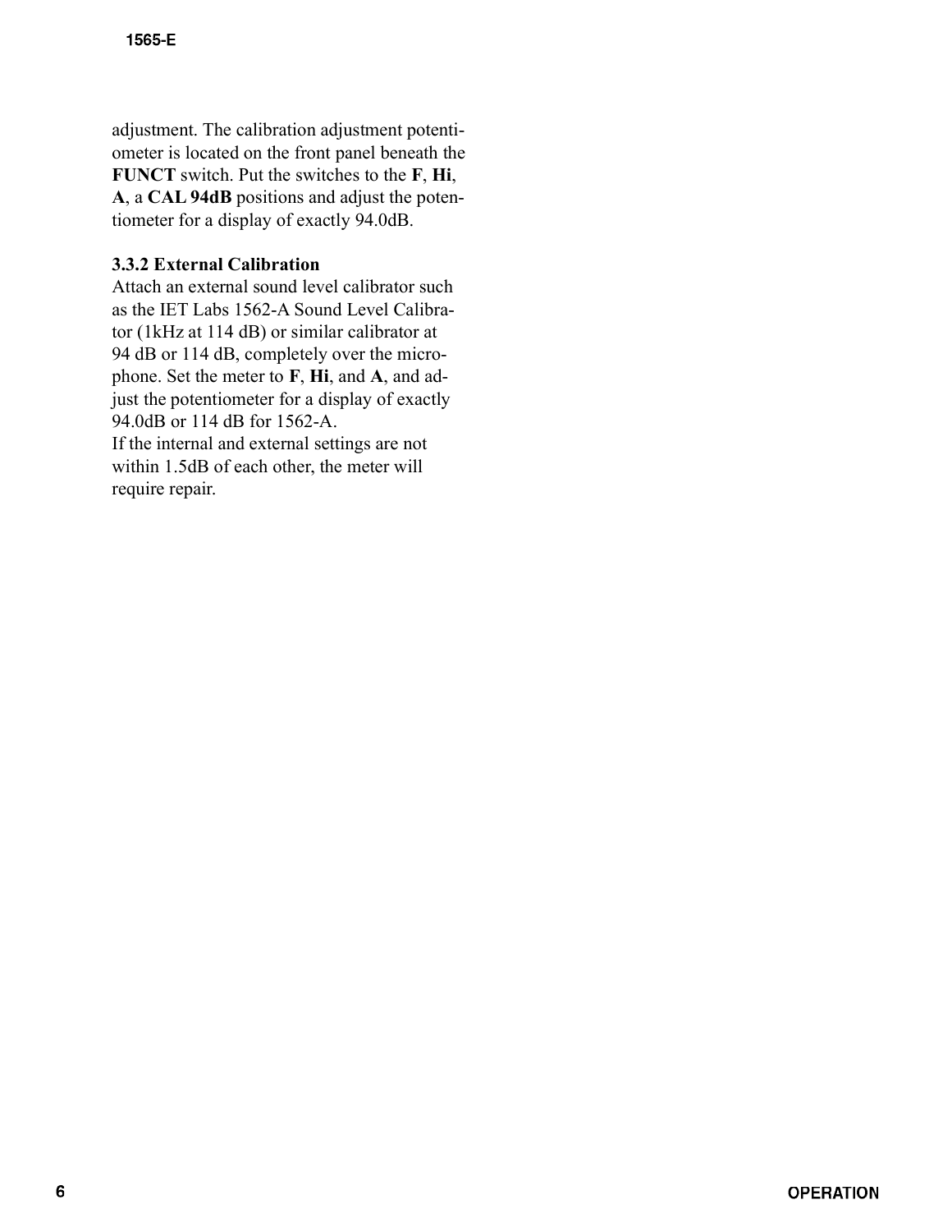adjustment. The calibration adjustment potentiometer is located on the front panel beneath the **FUNCT** switch. Put the switches to the **F**, **Hi**, **A**, a **CAL 94dB** positions and adjust the potentiometer for a display of exactly 94.0dB.

### 3.3.2 External Calibration

Attach an external sound level calibrator such as the IET Labs 1562-A Sound Level Calibrator (1kHz at 114 dB) or similar calibrator at 94 dB or 114 dB, completely over the microphone. Set the meter to **F**, **Hi**, and **A**, and adjust the potentiometer for a display of exactly 94.0dB or 114 dB for 1562-A.

If the internal and external settings are not within 1.5dB of each other, the meter will require repair.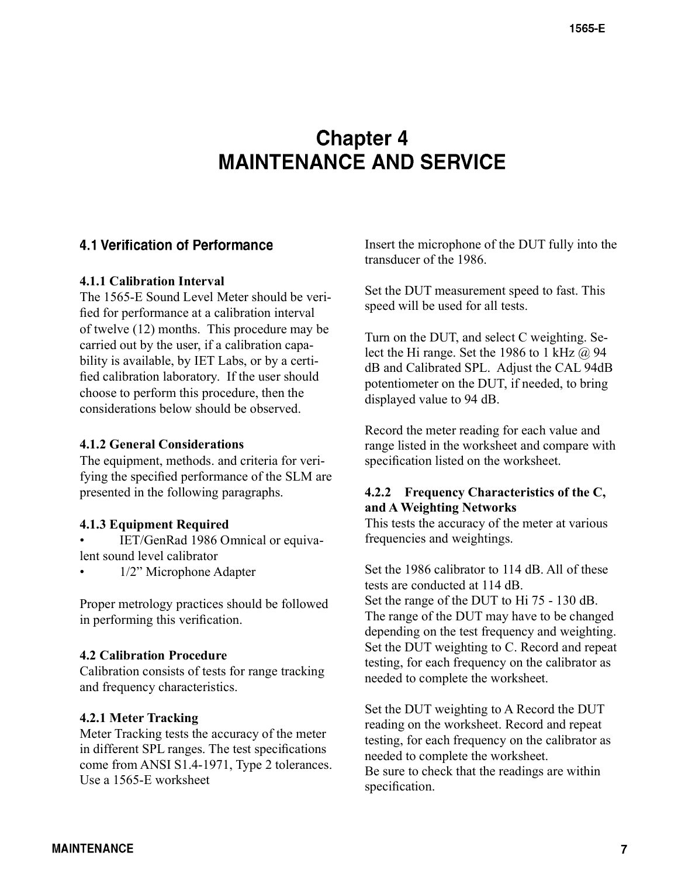# Chapter 4
# MAINTENANCE AND SERVICE

## 4.1 Verification of Performance

### 4.1.1 Calibration Interval

The 1565-E Sound Level Meter should be verified for performance at a calibration interval of twelve (12) months. This procedure may be carried out by the user, if a calibration capability is available, by IET Labs, or by a certified calibration laboratory. If the user should choose to perform this procedure, then the considerations below should be observed.

### 4.1.2 General Considerations

The equipment, methods. and criteria for verifying the specified performance of the SLM are presented in the following paragraphs.

### 4.1.3 Equipment Required

- IET/GenRad 1986 Omnical or equivalent sound level calibrator
- 1/2" Microphone Adapter

Proper metrology practices should be followed in performing this verification.

## 4.2 Calibration Procedure

Calibration consists of tests for range tracking and frequency characteristics.

### 4.2.1 Meter Tracking

Meter Tracking tests the accuracy of the meter in different SPL ranges. The test specifications come from ANSI S1.4-1971, Type 2 tolerances. Use a 1565-E worksheet

Insert the microphone of the DUT fully into the transducer of the 1986.

Set the DUT measurement speed to fast. This speed will be used for all tests.

Turn on the DUT, and select C weighting. Select the Hi range. Set the 1986 to 1 kHz @ 94 dB and Calibrated SPL. Adjust the CAL 94dB potentiometer on the DUT, if needed, to bring displayed value to 94 dB.

Record the meter reading for each value and range listed in the worksheet and compare with specification listed on the worksheet.

### 4.2.2 Frequency Characteristics of the C, and A Weighting Networks

This tests the accuracy of the meter at various frequencies and weightings.

Set the 1986 calibrator to 114 dB. All of these tests are conducted at 114 dB.
Set the range of the DUT to Hi 75 - 130 dB. The range of the DUT may have to be changed depending on the test frequency and weighting. Set the DUT weighting to C. Record and repeat testing, for each frequency on the calibrator as needed to complete the worksheet.

Set the DUT weighting to A Record the DUT reading on the worksheet. Record and repeat testing, for each frequency on the calibrator as needed to complete the worksheet.
Be sure to check that the readings are within specification.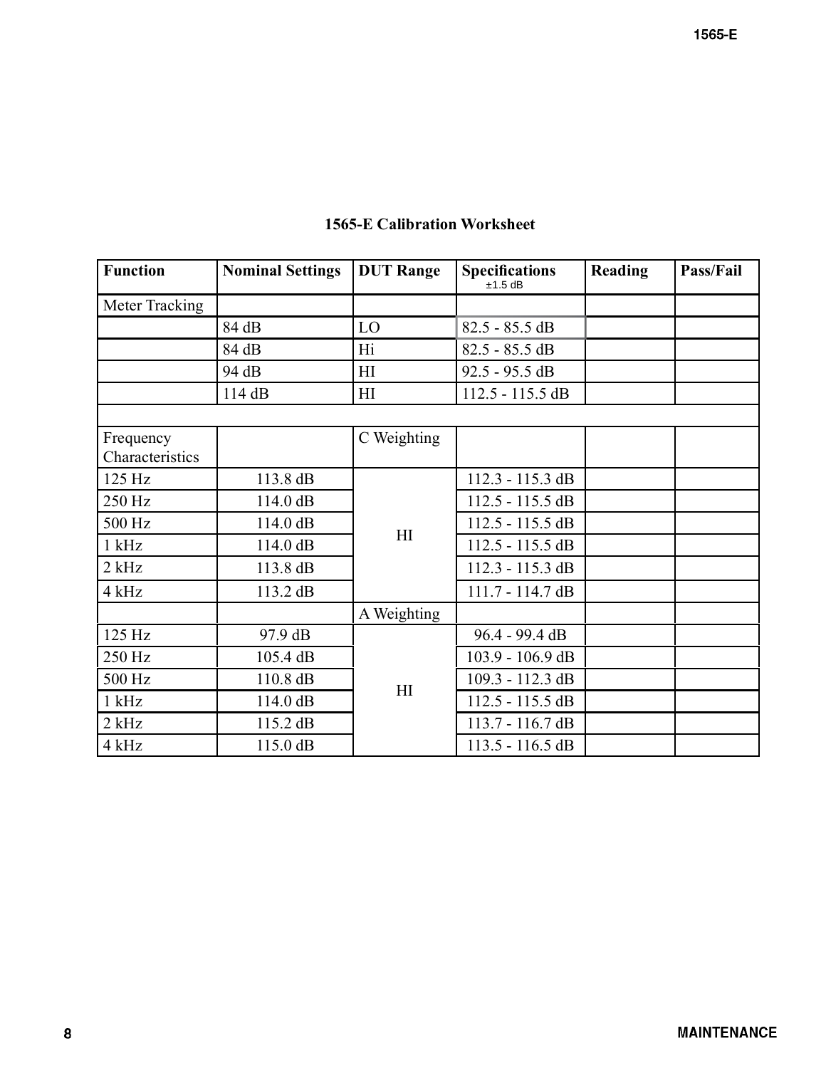**1565-E Calibration Worksheet**

| Function | Nominal Settings | DUT Range | Specifications ±1.5 dB | Reading | Pass/Fail |
|---|---|---|---|---|---|
| Meter Tracking | | | | | |
| | 84 dB | LO | 82.5 - 85.5 dB | | |
| | 84 dB | Hi | 82.5 - 85.5 dB | | |
| | 94 dB | HI | 92.5 - 95.5 dB | | |
| | 114 dB | HI | 112.5 - 115.5 dB | | |
| | | | | | |
| Frequency Characteristics | | C Weighting | | | |
| 125 Hz | 113.8 dB | HI | 112.3 - 115.3 dB | | |
| 250 Hz | 114.0 dB | | 112.5 - 115.5 dB | | |
| 500 Hz | 114.0 dB | | 112.5 - 115.5 dB | | |
| 1 kHz | 114.0 dB | | 112.5 - 115.5 dB | | |
| 2 kHz | 113.8 dB | | 112.3 - 115.3 dB | | |
| 4 kHz | 113.2 dB | | 111.7 - 114.7 dB | | |
| | | A Weighting | | | |
| 125 Hz | 97.9 dB | HI | 96.4 - 99.4 dB | | |
| 250 Hz | 105.4 dB | | 103.9 - 106.9 dB | | |
| 500 Hz | 110.8 dB | | 109.3 - 112.3 dB | | |
| 1 kHz | 114.0 dB | | 112.5 - 115.5 dB | | |
| 2 kHz | 115.2 dB | | 113.7 - 116.7 dB | | |
| 4 kHz | 115.0 dB | | 113.5 - 116.5 dB | | |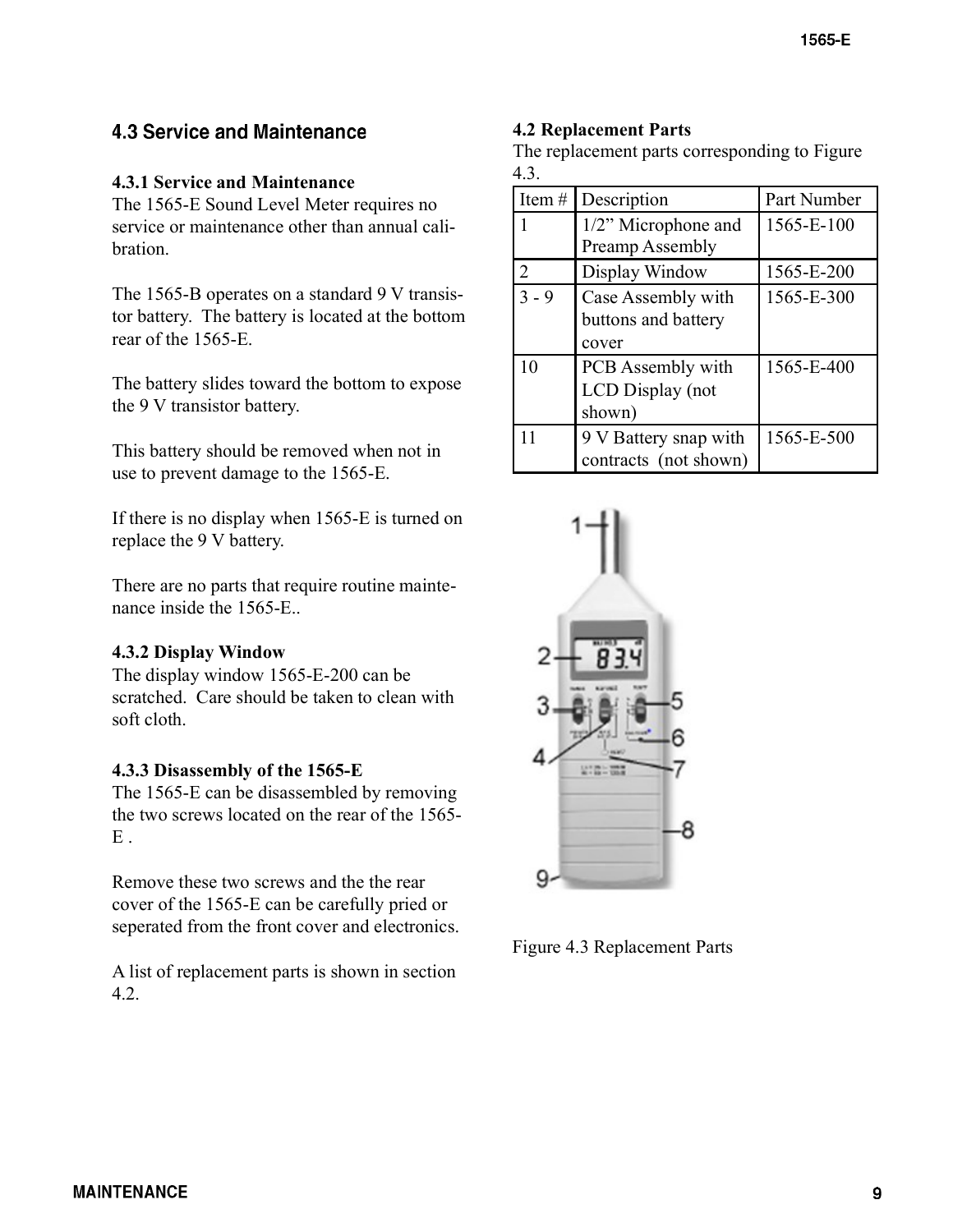## 4.3 Service and Maintenance

### 4.3.1 Service and Maintenance

The 1565-E Sound Level Meter requires no service or maintenance other than annual calibration.

The 1565-B operates on a standard 9 V transistor battery. The battery is located at the bottom rear of the 1565-E.

The battery slides toward the bottom to expose the 9 V transistor battery.

This battery should be removed when not in use to prevent damage to the 1565-E.

If there is no display when 1565-E is turned on replace the 9 V battery.

There are no parts that require routine maintenance inside the 1565-E..

### 4.3.2 Display Window

The display window 1565-E-200 can be scratched. Care should be taken to clean with soft cloth.

### 4.3.3 Disassembly of the 1565-E

The 1565-E can be disassembled by removing the two screws located on the rear of the 1565-E .

Remove these two screws and the the rear cover of the 1565-E can be carefully pried or seperated from the front cover and electronics.

A list of replacement parts is shown in section 4.2.

### 4.2 Replacement Parts

The replacement parts corresponding to Figure 4.3.

| Item # | Description | Part Number |
|---|---|---|
| 1 | 1/2" Microphone and Preamp Assembly | 1565-E-100 |
| 2 | Display Window | 1565-E-200 |
| 3 - 9 | Case Assembly with buttons and battery cover | 1565-E-300 |
| 10 | PCB Assembly with LCD Display (not shown) | 1565-E-400 |
| 11 | 9 V Battery snap with contracts (not shown) | 1565-E-500 |

Figure 4.3 Replacement Parts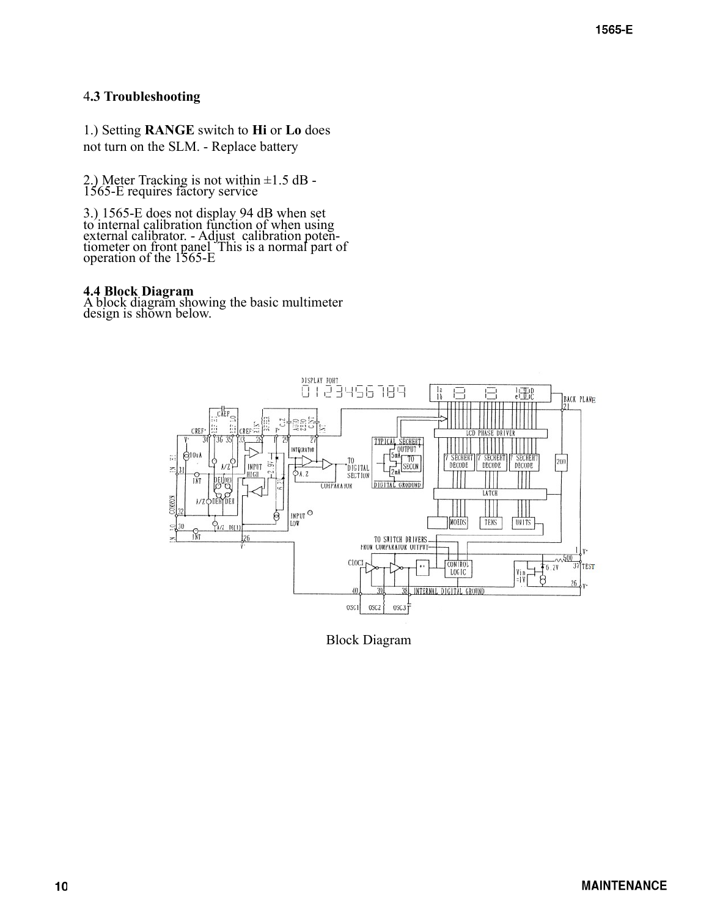## 4.3 Troubleshooting

1.) Setting **RANGE** switch to **Hi** or **Lo** does not turn on the SLM. - Replace battery

2.) Meter Tracking is not within ±1.5 dB - 1565-E requires factory service

3.) 1565-E does not display 94 dB when set to internal calibration function of when using external calibrator. - Adjust calibration potentiometer on front panel This is a normal part of operation of the 1565-E

## 4.4 Block Diagram

A block diagram showing the basic multimeter design is shown below.

Block Diagram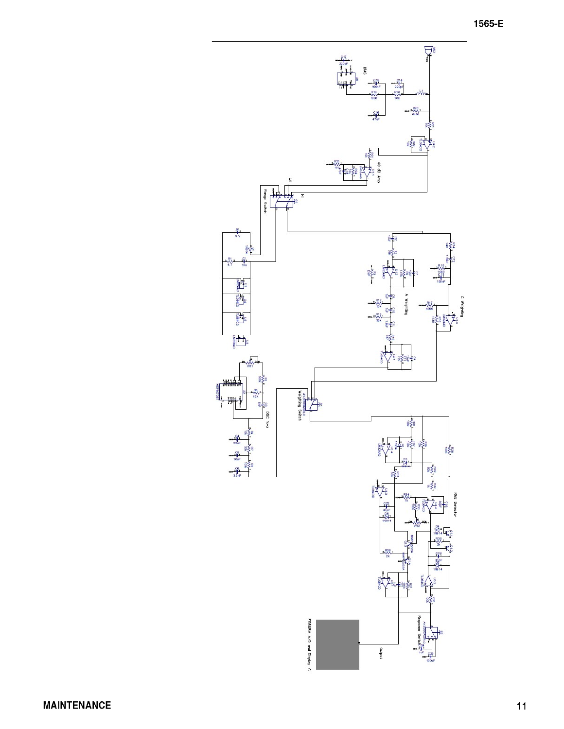BIAS

40 dB Amp

Lo

HI

Range Switch

A Weighting

C Weighting

OSC 1kHz

Weighting Switch

RMS Detector

Response Switch

Output

ES51BV A/D and Display IC